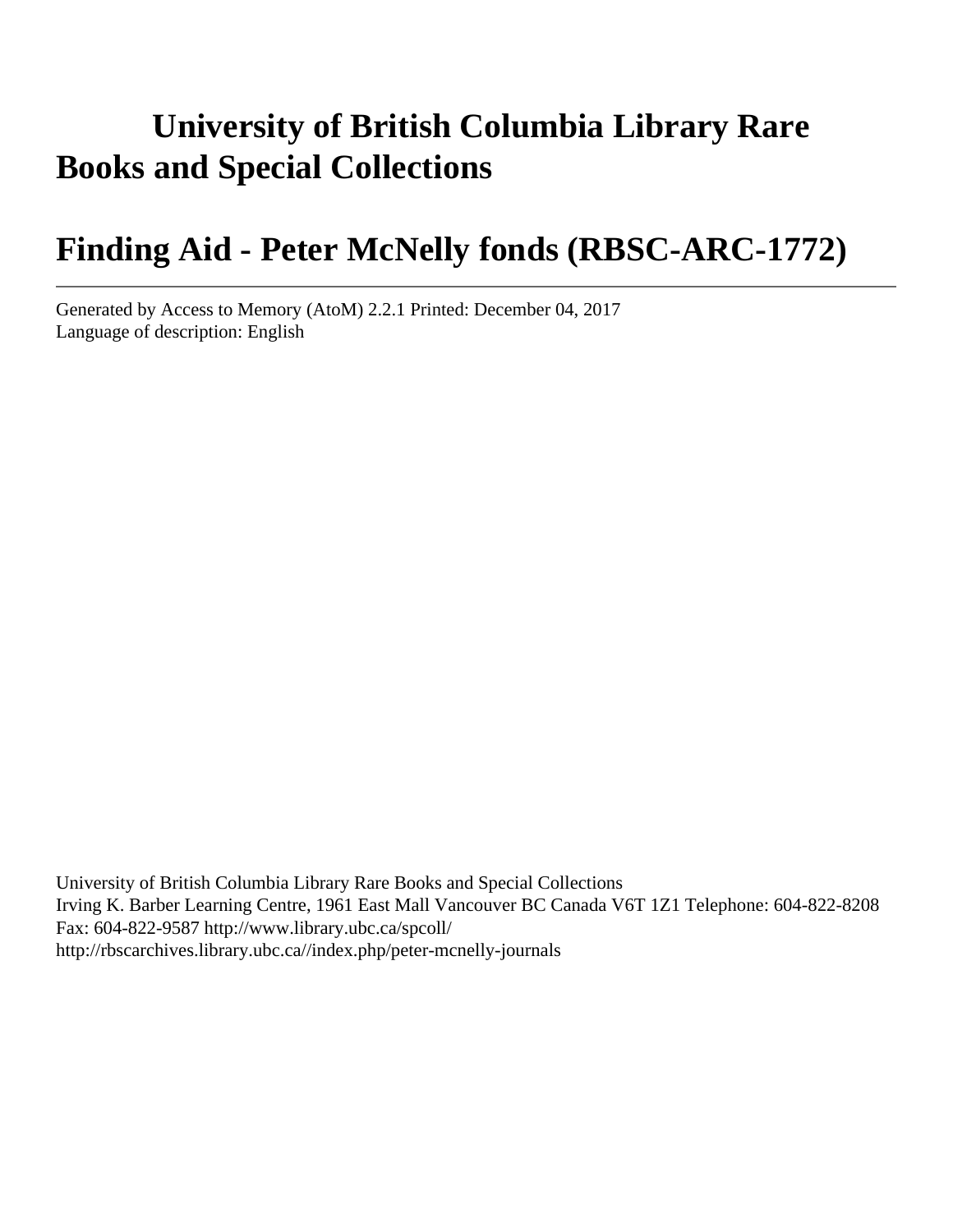# University of British Columbia Library Rare Books and Special Collections

# Finding Aid - Peter McNelly fonds (RBSC-ARC-1772)

---

Generated by Access to Memory (AtoM) 2.2.1 Printed: December 04, 2017
Language of description: English

University of British Columbia Library Rare Books and Special Collections
Irving K. Barber Learning Centre, 1961 East Mall Vancouver BC Canada V6T 1Z1 Telephone: 604-822-8208
Fax: 604-822-9587 http://www.library.ubc.ca/spcoll/
http://rbscarchives.library.ubc.ca//index.php/peter-mcnelly-journals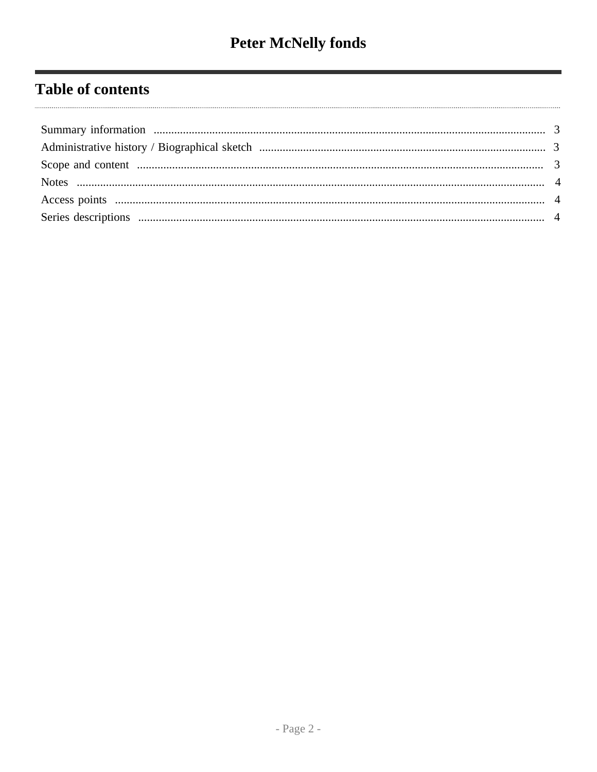## Table of contents

- Summary information .... 3
- Administrative history / Biographical sketch .... 3
- Scope and content .... 3
- Notes .... 4
- Access points .... 4
- Series descriptions .... 4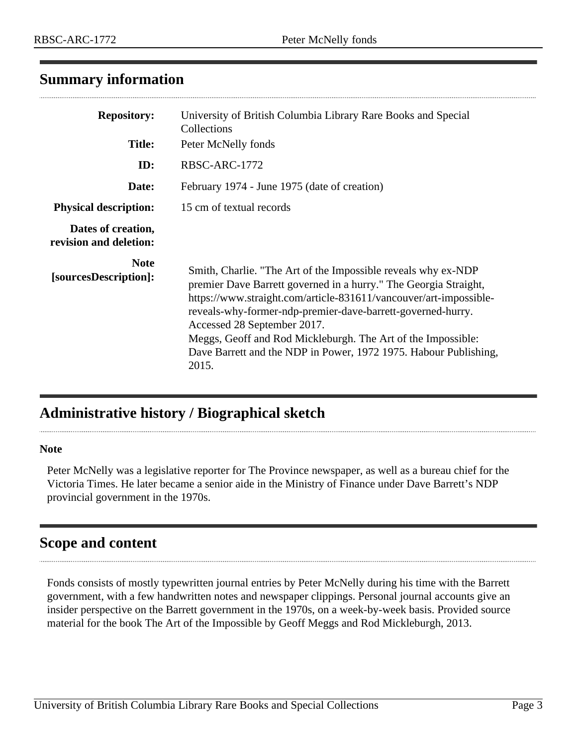## Summary information

| | |
|---|---|
| **Repository:** | University of British Columbia Library Rare Books and Special Collections |
| **Title:** | Peter McNelly fonds |
| **ID:** | RBSC-ARC-1772 |
| **Date:** | February 1974 - June 1975 (date of creation) |
| **Physical description:** | 15 cm of textual records |
| **Dates of creation, revision and deletion:** | |
| **Note [sourcesDescription]:** | Smith, Charlie. "The Art of the Impossible reveals why ex-NDP premier Dave Barrett governed in a hurry." The Georgia Straight, https://www.straight.com/article-831611/vancouver/art-impossible-reveals-why-former-ndp-premier-dave-barrett-governed-hurry. Accessed 28 September 2017. Meggs, Geoff and Rod Mickleburgh. The Art of the Impossible: Dave Barrett and the NDP in Power, 1972 1975. Habour Publishing, 2015. |

## Administrative history / Biographical sketch

**Note**

Peter McNelly was a legislative reporter for The Province newspaper, as well as a bureau chief for the Victoria Times. He later became a senior aide in the Ministry of Finance under Dave Barrett's NDP provincial government in the 1970s.

## Scope and content

Fonds consists of mostly typewritten journal entries by Peter McNelly during his time with the Barrett government, with a few handwritten notes and newspaper clippings. Personal journal accounts give an insider perspective on the Barrett government in the 1970s, on a week-by-week basis. Provided source material for the book The Art of the Impossible by Geoff Meggs and Rod Mickleburgh, 2013.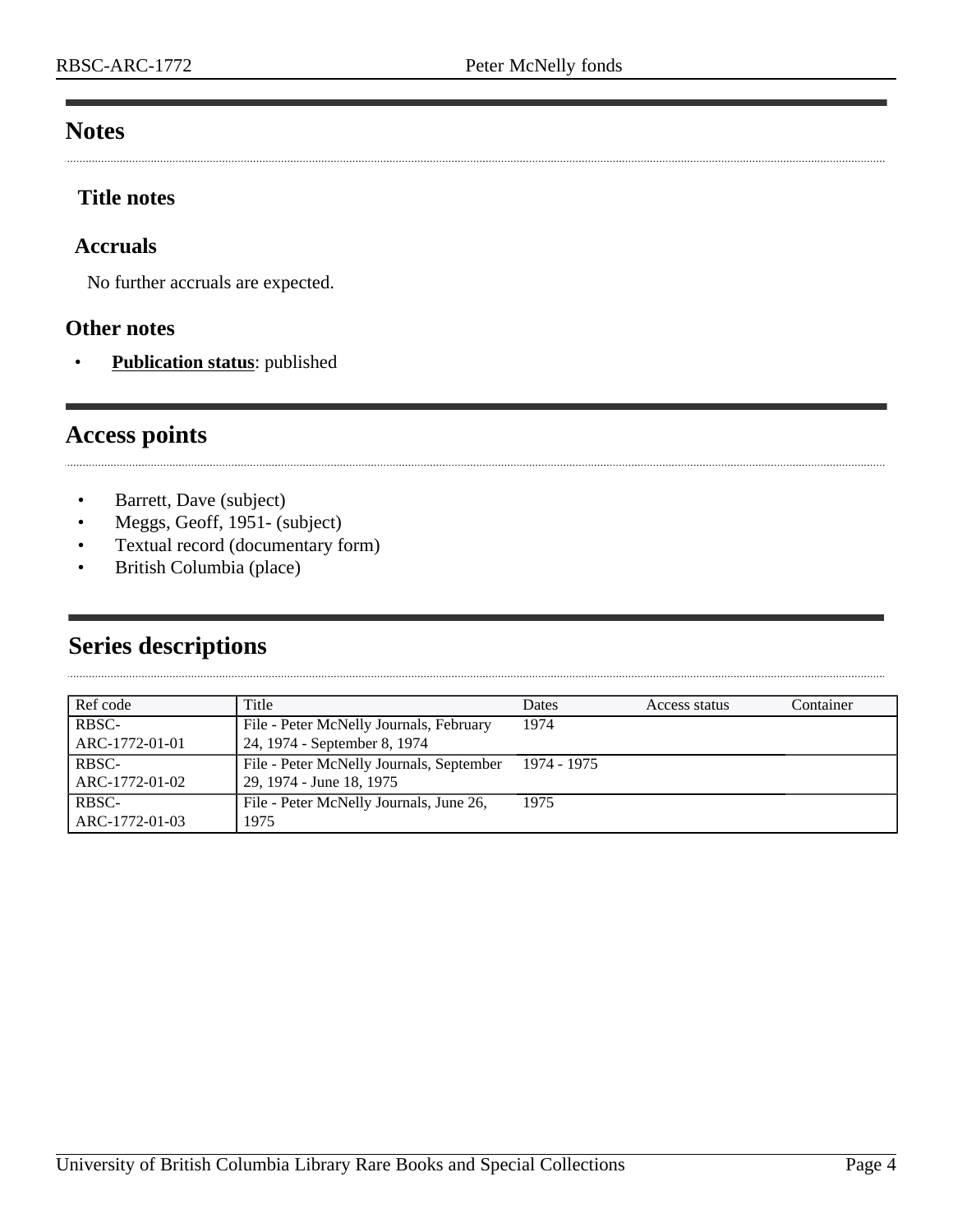## Notes

### Title notes

### Accruals

No further accruals are expected.

### Other notes

- **Publication status**: published

## Access points

- Barrett, Dave (subject)
- Meggs, Geoff, 1951- (subject)
- Textual record (documentary form)
- British Columbia (place)

## Series descriptions

| Ref code | Title | Dates | Access status | Container |
|---|---|---|---|---|
| RBSC-ARC-1772-01-01 | File - Peter McNelly Journals, February 24, 1974 - September 8, 1974 | 1974 | | |
| RBSC-ARC-1772-01-02 | File - Peter McNelly Journals, September 29, 1974 - June 18, 1975 | 1974 - 1975 | | |
| RBSC-ARC-1772-01-03 | File - Peter McNelly Journals, June 26, 1975 | 1975 | | |